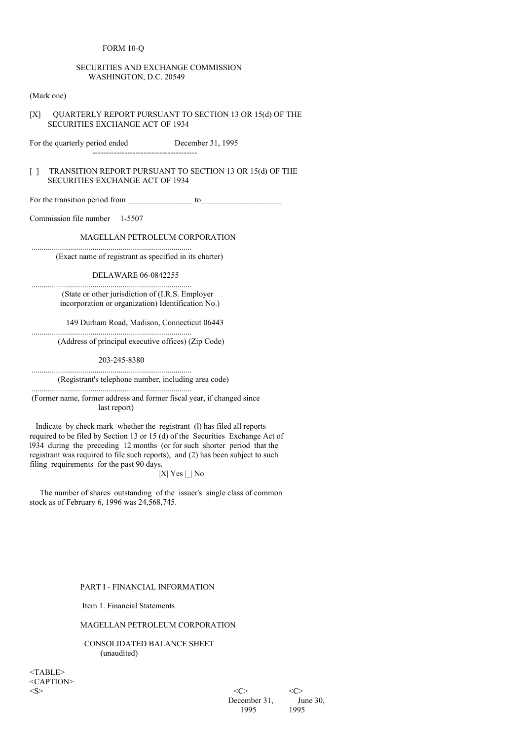FORM 10-Q

SECURITIES AND EXCHANGE COMMISSION
WASHINGTON, D.C. 20549

(Mark one)

[X] QUARTERLY REPORT PURSUANT TO SECTION 13 OR 15(d) OF THE SECURITIES EXCHANGE ACT OF 1934

For the quarterly period ended December 31, 1995

[ ] TRANSITION REPORT PURSUANT TO SECTION 13 OR 15(d) OF THE SECURITIES EXCHANGE ACT OF 1934

For the transition period from ________________ to____________________

Commission file number 1-5507

MAGELLAN PETROLEUM CORPORATION

(Exact name of registrant as specified in its charter)

DELAWARE 06-0842255

(State or other jurisdiction of (I.R.S. Employer incorporation or organization) Identification No.)

149 Durham Road, Madison, Connecticut 06443

(Address of principal executive offices) (Zip Code)

203-245-8380

(Registrant's telephone number, including area code)

(Former name, former address and former fiscal year, if changed since last report)

Indicate by check mark whether the registrant (l) has filed all reports required to be filed by Section 13 or 15 (d) of the Securities Exchange Act of l934 during the preceding 12 months (or for such shorter period that the registrant was required to file such reports), and (2) has been subject to such filing requirements for the past 90 days.

|X| Yes |_| No

The number of shares outstanding of the issuer's single class of common stock as of February 6, 1996 was 24,568,745.

PART I - FINANCIAL INFORMATION

Item 1. Financial Statements

MAGELLAN PETROLEUM CORPORATION

CONSOLIDATED BALANCE SHEET
(unaudited)

| | December 31, 1995 | June 30, 1995 |
|---|---|---|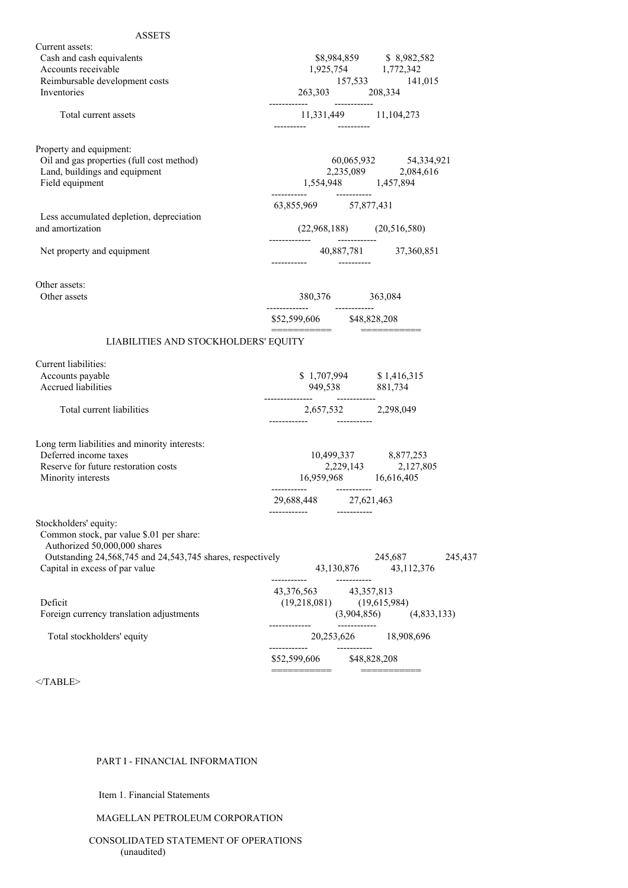| | | |
|---|---|---|
| **ASSETS** | | |
| Current assets: | | |
| Cash and cash equivalents | $8,984,859 | $ 8,982,582 |
| Accounts receivable | 1,925,754 | 1,772,342 |
| Reimbursable development costs | 157,533 | 141,015 |
| Inventories | 263,303 | 208,334 |
| Total current assets | 11,331,449 | 11,104,273 |
| Property and equipment: | | |
| Oil and gas properties (full cost method) | 60,065,932 | 54,334,921 |
| Land, buildings and equipment | 2,235,089 | 2,084,616 |
| Field equipment | 1,554,948 | 1,457,894 |
| | 63,855,969 | 57,877,431 |
| Less accumulated depletion, depreciation and amortization | (22,968,188) | (20,516,580) |
| Net property and equipment | 40,887,781 | 37,360,851 |
| Other assets: | | |
| Other assets | 380,376 | 363,084 |
| | $52,599,606 | $48,828,208 |
| **LIABILITIES AND STOCKHOLDERS' EQUITY** | | |
| Current liabilities: | | |
| Accounts payable | $ 1,707,994 | $ 1,416,315 |
| Accrued liabilities | 949,538 | 881,734 |
| Total current liabilities | 2,657,532 | 2,298,049 |
| Long term liabilities and minority interests: | | |
| Deferred income taxes | 10,499,337 | 8,877,253 |
| Reserve for future restoration costs | 2,229,143 | 2,127,805 |
| Minority interests | 16,959,968 | 16,616,405 |
| | 29,688,448 | 27,621,463 |
| Stockholders' equity: | | |
| Common stock, par value $.01 per share: Authorized 50,000,000 shares Outstanding 24,568,745 and 24,543,745 shares, respectively | 245,687 | 245,437 |
| Capital in excess of par value | 43,130,876 | 43,112,376 |
| | 43,376,563 | 43,357,813 |
| Deficit | (19,218,081) | (19,615,984) |
| Foreign currency translation adjustments | (3,904,856) | (4,833,133) |
| Total stockholders' equity | 20,253,626 | 18,908,696 |
| | $52,599,606 | $48,828,208 |

</TABLE>

PART I - FINANCIAL INFORMATION

Item 1. Financial Statements

MAGELLAN PETROLEUM CORPORATION

CONSOLIDATED STATEMENT OF OPERATIONS
(unaudited)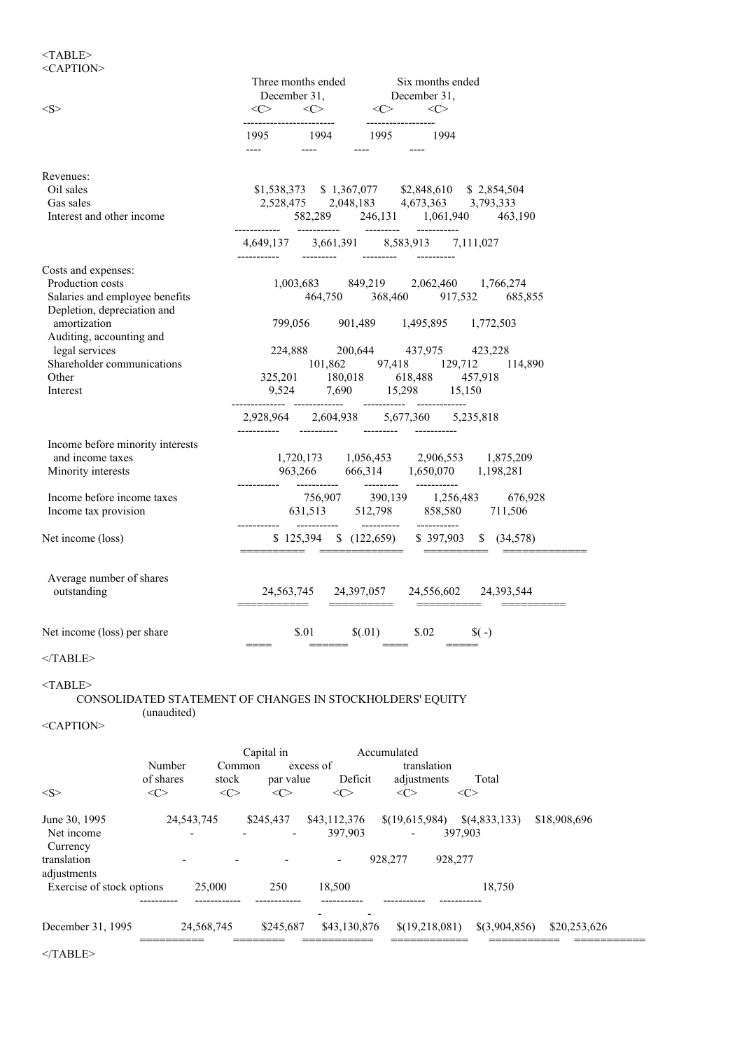| | Three months ended December 31, | | Six months ended December 31, | |
|---|---|---|---|---|
| | 1995 | 1994 | 1995 | 1994 |
| Revenues: | | | | |
| Oil sales | $1,538,373 | $ 1,367,077 | $2,848,610 | $ 2,854,504 |
| Gas sales | 2,528,475 | 2,048,183 | 4,673,363 | 3,793,333 |
| Interest and other income | 582,289 | 246,131 | 1,061,940 | 463,190 |
| | 4,649,137 | 3,661,391 | 8,583,913 | 7,111,027 |
| Costs and expenses: | | | | |
| Production costs | 1,003,683 | 849,219 | 2,062,460 | 1,766,274 |
| Salaries and employee benefits | 464,750 | 368,460 | 917,532 | 685,855 |
| Depletion, depreciation and amortization | 799,056 | 901,489 | 1,495,895 | 1,772,503 |
| Auditing, accounting and legal services | 224,888 | 200,644 | 437,975 | 423,228 |
| Shareholder communications | 101,862 | 97,418 | 129,712 | 114,890 |
| Other | 325,201 | 180,018 | 618,488 | 457,918 |
| Interest | 9,524 | 7,690 | 15,298 | 15,150 |
| | 2,928,964 | 2,604,938 | 5,677,360 | 5,235,818 |
| Income before minority interests and income taxes | 1,720,173 | 1,056,453 | 2,906,553 | 1,875,209 |
| Minority interests | 963,266 | 666,314 | 1,650,070 | 1,198,281 |
| Income before income taxes | 756,907 | 390,139 | 1,256,483 | 676,928 |
| Income tax provision | 631,513 | 512,798 | 858,580 | 711,506 |
| Net income (loss) | $ 125,394 | $ (122,659) | $ 397,903 | $ (34,578) |
| Average number of shares outstanding | 24,563,745 | 24,397,057 | 24,556,602 | 24,393,544 |
| Net income (loss) per share | $.01 | $(.01) | $.02 | $( -) |

CONSOLIDATED STATEMENT OF CHANGES IN STOCKHOLDERS' EQUITY
(unaudited)

| | Number of shares | Common stock | Capital in excess of par value | Deficit | Accumulated translation adjustments | Total |
|---|---|---|---|---|---|---|
| June 30, 1995 | 24,543,745 | $245,437 | $43,112,376 | $(19,615,984) | $(4,833,133) | $18,908,696 |
| Net income | - | - | - | 397,903 | - | 397,903 |
| Currency translation adjustments | - | - | - | - | 928,277 | 928,277 |
| Exercise of stock options | 25,000 | 250 | 18,500 | - | - | 18,750 |
| December 31, 1995 | 24,568,745 | $245,687 | $43,130,876 | $(19,218,081) | $(3,904,856) | $20,253,626 |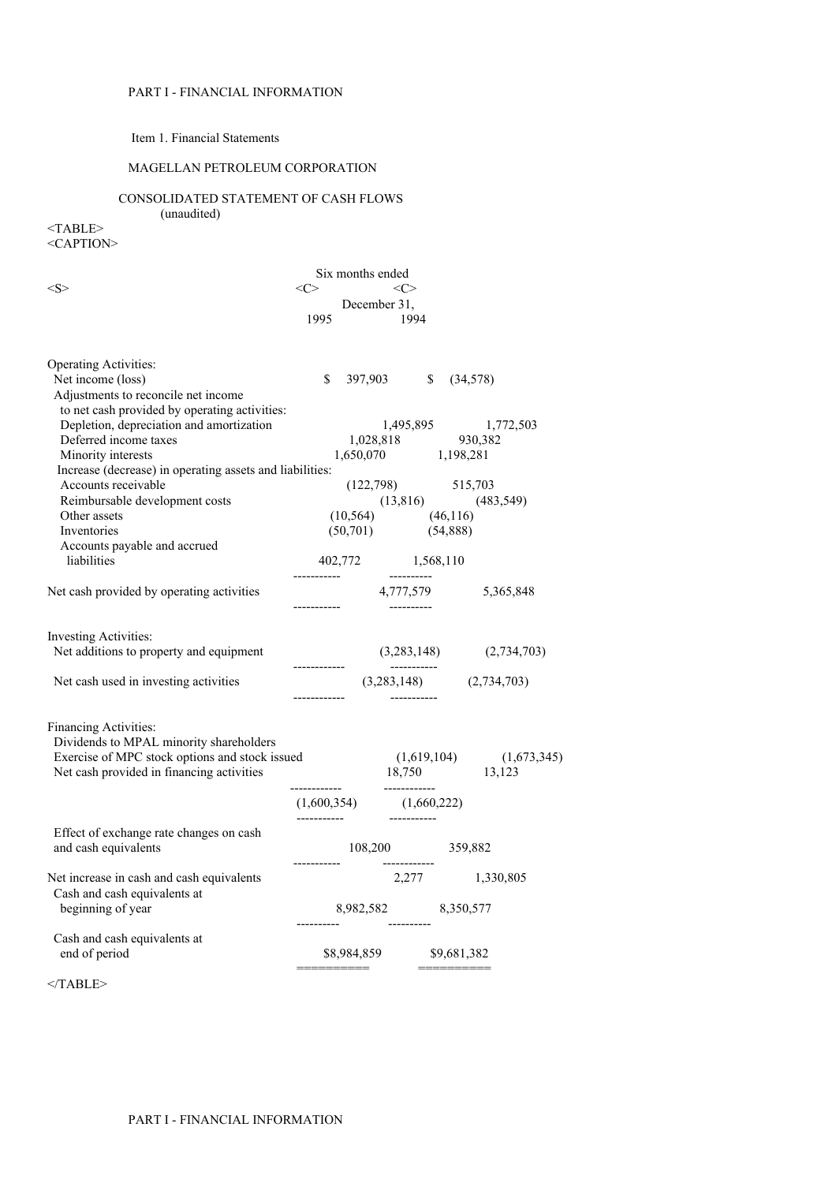PART I - FINANCIAL INFORMATION

Item 1. Financial Statements

MAGELLAN PETROLEUM CORPORATION

CONSOLIDATED STATEMENT OF CASH FLOWS
(unaudited)

| | Six months ended December 31, 1995 | Six months ended December 31, 1994 |
|---|---|---|
| **Operating Activities:** | | |
| Net income (loss) | $ 397,903 | $ (34,578) |
| Adjustments to reconcile net income to net cash provided by operating activities: | | |
| Depletion, depreciation and amortization | 1,495,895 | 1,772,503 |
| Deferred income taxes | 1,028,818 | 930,382 |
| Minority interests | 1,650,070 | 1,198,281 |
| Increase (decrease) in operating assets and liabilities: | | |
| Accounts receivable | (122,798) | 515,703 |
| Reimbursable development costs | (13,816) | (483,549) |
| Other assets | (10,564) | (46,116) |
| Inventories | (50,701) | (54,888) |
| Accounts payable and accrued liabilities | 402,772 | 1,568,110 |
| Net cash provided by operating activities | 4,777,579 | 5,365,848 |
| **Investing Activities:** | | |
| Net additions to property and equipment | (3,283,148) | (2,734,703) |
| Net cash used in investing activities | (3,283,148) | (2,734,703) |
| **Financing Activities:** | | |
| Dividends to MPAL minority shareholders | | |
| Exercise of MPC stock options and stock issued | (1,619,104) | (1,673,345) |
| Net cash provided in financing activities | 18,750 | 13,123 |
| | (1,600,354) | (1,660,222) |
| Effect of exchange rate changes on cash and cash equivalents | 108,200 | 359,882 |
| Net increase in cash and cash equivalents | 2,277 | 1,330,805 |
| Cash and cash equivalents at beginning of year | 8,982,582 | 8,350,577 |
| Cash and cash equivalents at end of period | $8,984,859 | $9,681,382 |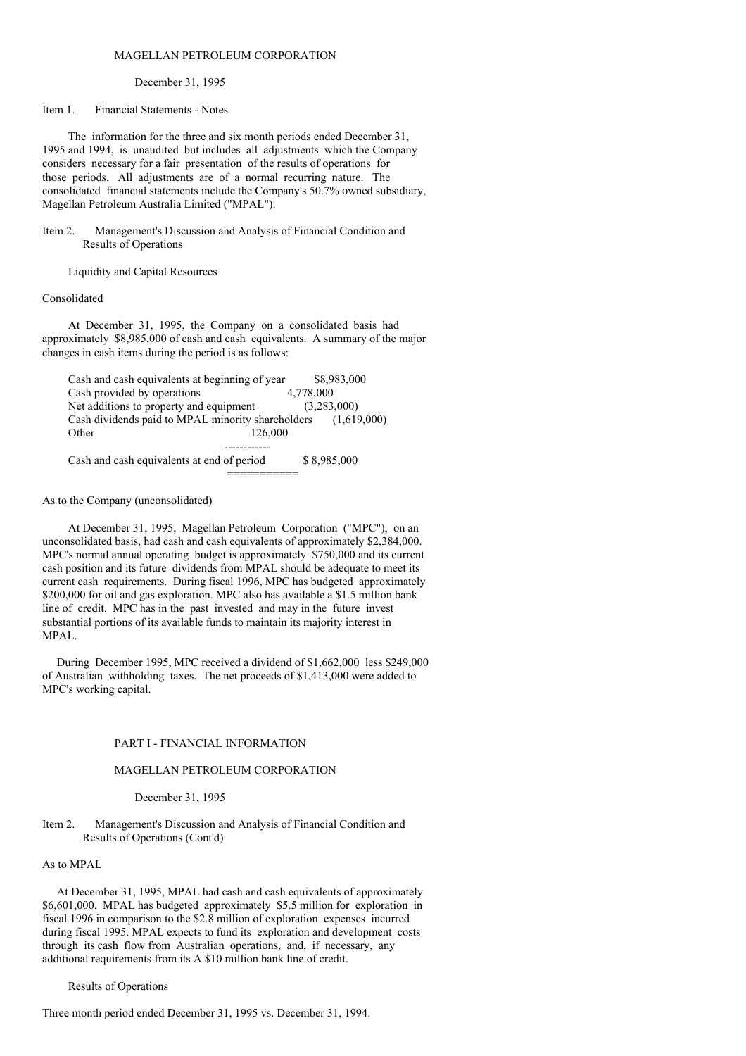MAGELLAN PETROLEUM CORPORATION

December 31, 1995

Item 1. Financial Statements - Notes

The information for the three and six month periods ended December 31, 1995 and 1994, is unaudited but includes all adjustments which the Company considers necessary for a fair presentation of the results of operations for those periods. All adjustments are of a normal recurring nature. The consolidated financial statements include the Company's 50.7% owned subsidiary, Magellan Petroleum Australia Limited ("MPAL").

Item 2. Management's Discussion and Analysis of Financial Condition and Results of Operations

Liquidity and Capital Resources

Consolidated

At December 31, 1995, the Company on a consolidated basis had approximately $8,985,000 of cash and cash equivalents. A summary of the major changes in cash items during the period is as follows:

| | |
|---|---|
| Cash and cash equivalents at beginning of year | $8,983,000 |
| Cash provided by operations | 4,778,000 |
| Net additions to property and equipment | (3,283,000) |
| Cash dividends paid to MPAL minority shareholders | (1,619,000) |
| Other | 126,000 |
| Cash and cash equivalents at end of period | $ 8,985,000 |

As to the Company (unconsolidated)

At December 31, 1995, Magellan Petroleum Corporation ("MPC"), on an unconsolidated basis, had cash and cash equivalents of approximately $2,384,000. MPC's normal annual operating budget is approximately $750,000 and its current cash position and its future dividends from MPAL should be adequate to meet its current cash requirements. During fiscal 1996, MPC has budgeted approximately $200,000 for oil and gas exploration. MPC also has available a $1.5 million bank line of credit. MPC has in the past invested and may in the future invest substantial portions of its available funds to maintain its majority interest in MPAL.

During December 1995, MPC received a dividend of $1,662,000 less $249,000 of Australian withholding taxes. The net proceeds of $1,413,000 were added to MPC's working capital.

PART I - FINANCIAL INFORMATION

MAGELLAN PETROLEUM CORPORATION

December 31, 1995

Item 2. Management's Discussion and Analysis of Financial Condition and Results of Operations (Cont'd)

As to MPAL

At December 31, 1995, MPAL had cash and cash equivalents of approximately $6,601,000. MPAL has budgeted approximately $5.5 million for exploration in fiscal 1996 in comparison to the $2.8 million of exploration expenses incurred during fiscal 1995. MPAL expects to fund its exploration and development costs through its cash flow from Australian operations, and, if necessary, any additional requirements from its A.$10 million bank line of credit.

Results of Operations

Three month period ended December 31, 1995 vs. December 31, 1994.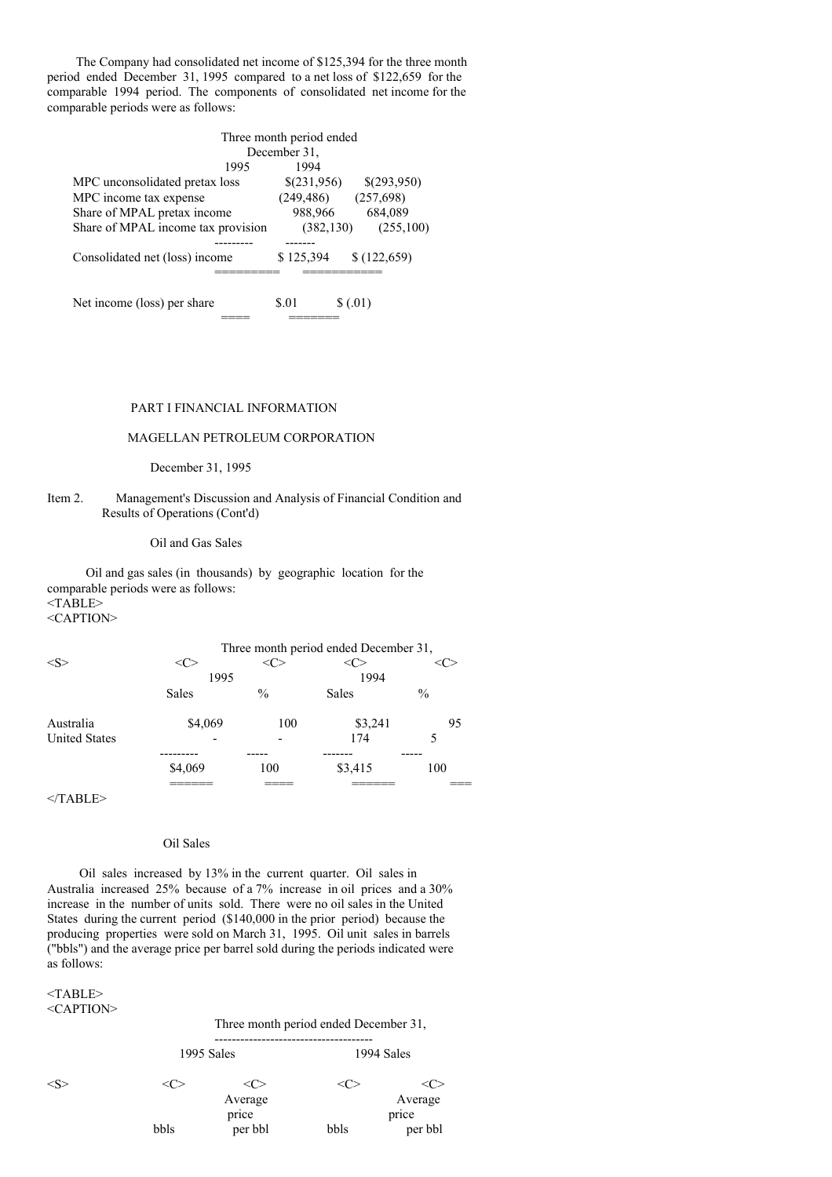The Company had consolidated net income of $125,394 for the three month period ended December 31, 1995 compared to a net loss of $122,659 for the comparable 1994 period. The components of consolidated net income for the comparable periods were as follows:

| | Three month period ended December 31, 1995 | 1994 |
|---|---|---|
| MPC unconsolidated pretax loss | $(231,956) | $(293,950) |
| MPC income tax expense | (249,486) | (257,698) |
| Share of MPAL pretax income | 988,966 | 684,089 |
| Share of MPAL income tax provision | (382,130) | (255,100) |
| Consolidated net (loss) income | $ 125,394 | $ (122,659) |
| Net income (loss) per share | $.01 | $ (.01) |

PART I FINANCIAL INFORMATION

MAGELLAN PETROLEUM CORPORATION

December 31, 1995

Item 2. Management's Discussion and Analysis of Financial Condition and Results of Operations (Cont'd)

Oil and Gas Sales

Oil and gas sales (in thousands) by geographic location for the comparable periods were as follows:

| | Three month period ended December 31, 1995 Sales | % | 1994 Sales | % |
|---|---|---|---|---|
| Australia | $4,069 | 100 | $3,241 | 95 |
| United States | - | - | 174 | 5 |
| | $4,069 | 100 | $3,415 | 100 |

Oil Sales

Oil sales increased by 13% in the current quarter. Oil sales in Australia increased 25% because of a 7% increase in oil prices and a 30% increase in the number of units sold. There were no oil sales in the United States during the current period ($140,000 in the prior period) because the producing properties were sold on March 31, 1995. Oil unit sales in barrels ("bbls") and the average price per barrel sold during the periods indicated were as follows:

| | Three month period ended December 31, 1995 Sales | | 1994 Sales | |
|---|---|---|---|---|
| | bbls | Average price per bbl | bbls | Average price per bbl |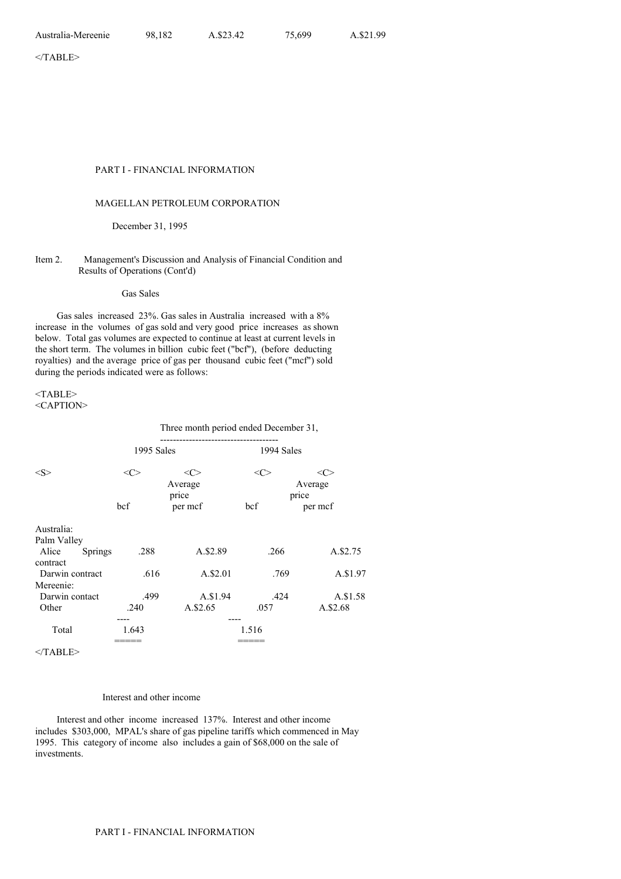| Australia-Mereenie | 98,182 | A.$23.42 | 75,699 | A.$21.99 |
|---|---|---|---|---|

PART I - FINANCIAL INFORMATION

MAGELLAN PETROLEUM CORPORATION

December 31, 1995

Item 2. Management's Discussion and Analysis of Financial Condition and Results of Operations (Cont'd)

Gas Sales

Gas sales increased 23%. Gas sales in Australia increased with a 8% increase in the volumes of gas sold and very good price increases as shown below. Total gas volumes are expected to continue at least at current levels in the short term. The volumes in billion cubic feet ("bcf"), (before deducting royalties) and the average price of gas per thousand cubic feet ("mcf") sold during the periods indicated were as follows:

| | Three month period ended December 31, | | | |
|---|---|---|---|---|
| | 1995 Sales | | 1994 Sales | |
| | bcf | Average price per mcf | bcf | Average price per mcf |
| Australia: | | | | |
| Palm Valley | | | | |
| Alice Springs contract | .288 | A.$2.89 | .266 | A.$2.75 |
| Darwin contract | .616 | A.$2.01 | .769 | A.$1.97 |
| Mereenie: | | | | |
| Darwin contact | .499 | A.$1.94 | .424 | A.$1.58 |
| Other | .240 | A.$2.65 | .057 | A.$2.68 |
| Total | 1.643 | | 1.516 | |

Interest and other income

Interest and other income increased 137%. Interest and other income includes $303,000, MPAL's share of gas pipeline tariffs which commenced in May 1995. This category of income also includes a gain of $68,000 on the sale of investments.

PART I - FINANCIAL INFORMATION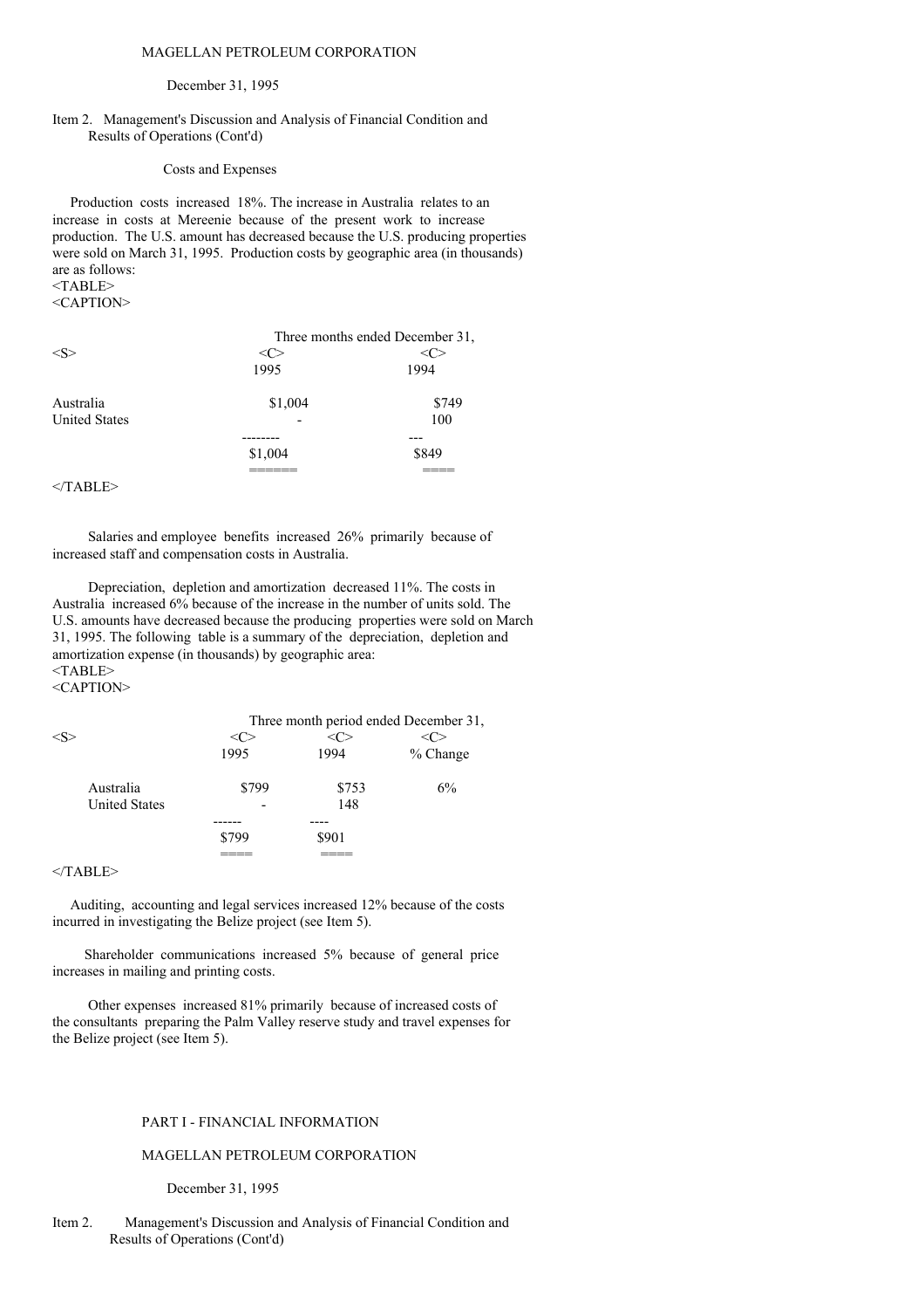MAGELLAN PETROLEUM CORPORATION

December 31, 1995

Item 2. Management's Discussion and Analysis of Financial Condition and Results of Operations (Cont'd)

Costs and Expenses

Production costs increased 18%. The increase in Australia relates to an increase in costs at Mereenie because of the present work to increase production. The U.S. amount has decreased because the U.S. producing properties were sold on March 31, 1995. Production costs by geographic area (in thousands) are as follows:

| | Three months ended December 31, | |
|---|---|---|
| | 1995 | 1994 |
| Australia | $1,004 | $749 |
| United States | - | 100 |
| | $1,004 | $849 |

Salaries and employee benefits increased 26% primarily because of increased staff and compensation costs in Australia.

Depreciation, depletion and amortization decreased 11%. The costs in Australia increased 6% because of the increase in the number of units sold. The U.S. amounts have decreased because the producing properties were sold on March 31, 1995. The following table is a summary of the depreciation, depletion and amortization expense (in thousands) by geographic area:

| | Three month period ended December 31, | | |
|---|---|---|---|
| | 1995 | 1994 | % Change |
| Australia | $799 | $753 | 6% |
| United States | - | 148 | |
| | $799 | $901 | |

Auditing, accounting and legal services increased 12% because of the costs incurred in investigating the Belize project (see Item 5).

Shareholder communications increased 5% because of general price increases in mailing and printing costs.

Other expenses increased 81% primarily because of increased costs of the consultants preparing the Palm Valley reserve study and travel expenses for the Belize project (see Item 5).

PART I - FINANCIAL INFORMATION

MAGELLAN PETROLEUM CORPORATION

December 31, 1995

Item 2. Management's Discussion and Analysis of Financial Condition and Results of Operations (Cont'd)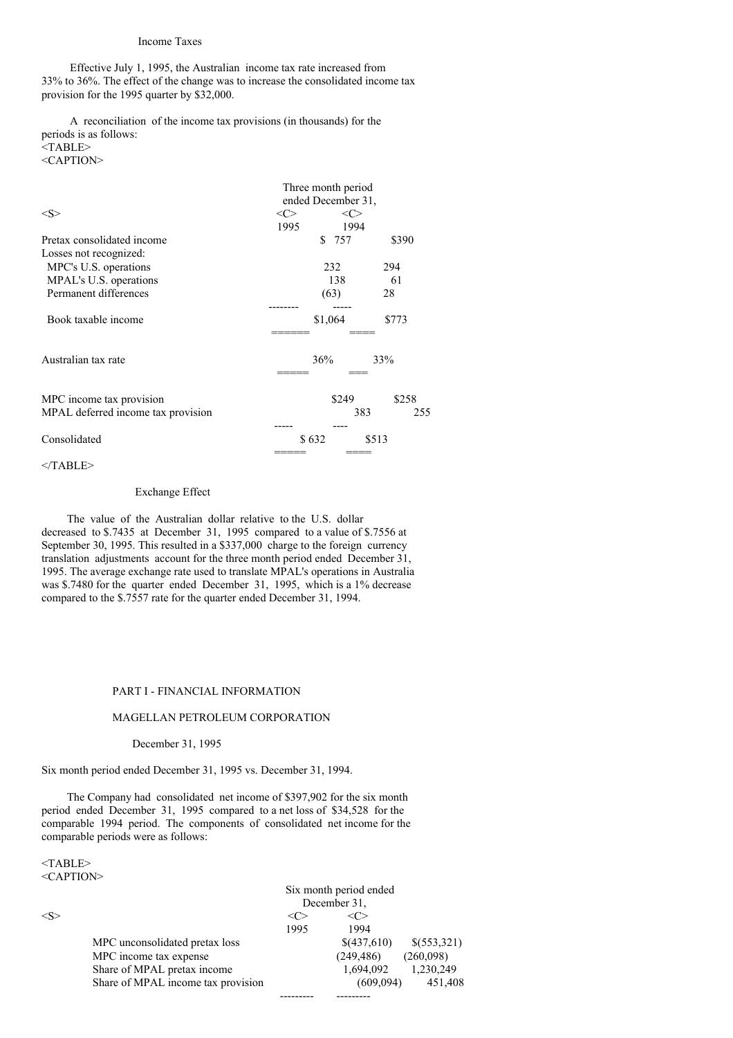Income Taxes

Effective July 1, 1995, the Australian income tax rate increased from 33% to 36%. The effect of the change was to increase the consolidated income tax provision for the 1995 quarter by $32,000.

A reconciliation of the income tax provisions (in thousands) for the periods is as follows:

| | Three month period ended December 31, | |
|---|---|---|
| | 1995 | 1994 |
| Pretax consolidated income | $ 757 | $390 |
| Losses not recognized: | | |
| MPC's U.S. operations | 232 | 294 |
| MPAL's U.S. operations | 138 | 61 |
| Permanent differences | (63) | 28 |
| Book taxable income | $1,064 | $773 |
| Australian tax rate | 36% | 33% |
| MPC income tax provision | $249 | $258 |
| MPAL deferred income tax provision | 383 | 255 |
| Consolidated | $ 632 | $513 |

Exchange Effect

The value of the Australian dollar relative to the U.S. dollar decreased to $.7435 at December 31, 1995 compared to a value of $.7556 at September 30, 1995. This resulted in a $337,000 charge to the foreign currency translation adjustments account for the three month period ended December 31, 1995. The average exchange rate used to translate MPAL's operations in Australia was $.7480 for the quarter ended December 31, 1995, which is a 1% decrease compared to the $.7557 rate for the quarter ended December 31, 1994.

PART I - FINANCIAL INFORMATION

MAGELLAN PETROLEUM CORPORATION

December 31, 1995

Six month period ended December 31, 1995 vs. December 31, 1994.

The Company had consolidated net income of $397,902 for the six month period ended December 31, 1995 compared to a net loss of $34,528 for the comparable 1994 period. The components of consolidated net income for the comparable periods were as follows:

| | Six month period ended December 31, | |
|---|---|---|
| | 1995 | 1994 |
| MPC unconsolidated pretax loss | $(437,610) | $(553,321) |
| MPC income tax expense | (249,486) | (260,098) |
| Share of MPAL pretax income | 1,694,092 | 1,230,249 |
| Share of MPAL income tax provision | (609,094) | 451,408 |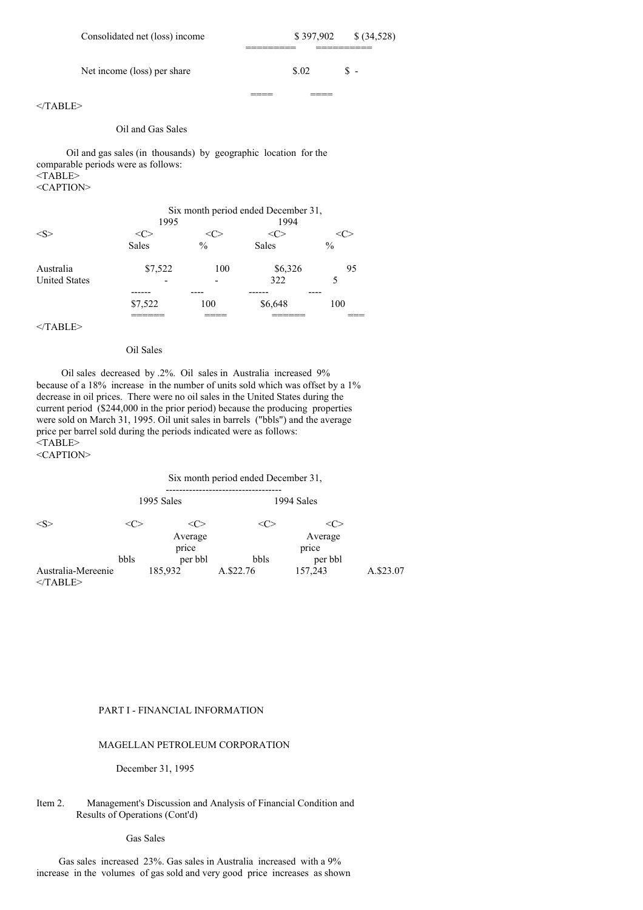| | | |
|---|---|---|
| Consolidated net (loss) income | $ 397,902 | $ (34,528) |
| Net income (loss) per share | $.02 | $ - |

### Oil and Gas Sales

Oil and gas sales (in thousands) by geographic location for the comparable periods were as follows:

| | Six month period ended December 31, 1995 | | 1994 | |
|---|---|---|---|---|
| | Sales | % | Sales | % |
| Australia | $7,522 | 100 | $6,326 | 95 |
| United States | - | - | 322 | 5 |
| | $7,522 | 100 | $6,648 | 100 |

### Oil Sales

Oil sales decreased by .2%. Oil sales in Australia increased 9% because of a 18% increase in the number of units sold which was offset by a 1% decrease in oil prices. There were no oil sales in the United States during the current period ($244,000 in the prior period) because the producing properties were sold on March 31, 1995. Oil unit sales in barrels ("bbls") and the average price per barrel sold during the periods indicated were as follows:

| | Six month period ended December 31, 1995 Sales | | 1994 Sales | |
|---|---|---|---|---|
| | bbls | Average price per bbl | bbls | Average price per bbl |
| Australia-Mereenie | 185,932 | A.$22.76 | 157,243 | A.$23.07 |

PART I - FINANCIAL INFORMATION

MAGELLAN PETROLEUM CORPORATION

December 31, 1995

Item 2. Management's Discussion and Analysis of Financial Condition and Results of Operations (Cont'd)

### Gas Sales

Gas sales increased 23%. Gas sales in Australia increased with a 9% increase in the volumes of gas sold and very good price increases as shown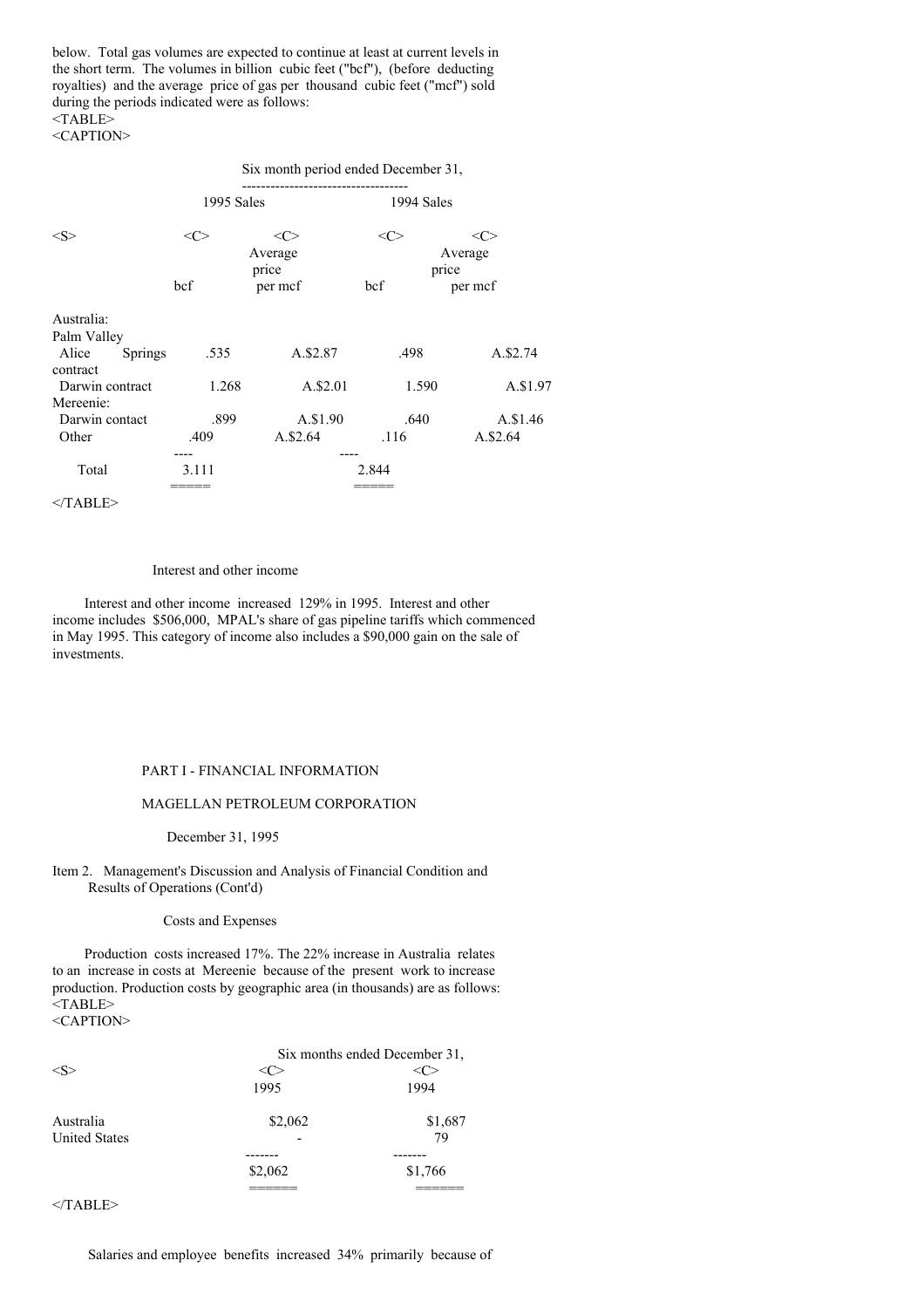below. Total gas volumes are expected to continue at least at current levels in the short term. The volumes in billion cubic feet ("bcf"), (before deducting royalties) and the average price of gas per thousand cubic feet ("mcf") sold during the periods indicated were as follows:

| | Six month period ended December 31, | | | |
|---|---|---|---|---|
| | 1995 Sales | | 1994 Sales | |
| | bcf | Average price per mcf | bcf | Average price per mcf |
| Australia: | | | | |
| Palm Valley | | | | |
| Alice Springs contract | .535 | A.$2.87 | .498 | A.$2.74 |
| Darwin contract | 1.268 | A.$2.01 | 1.590 | A.$1.97 |
| Mereenie: | | | | |
| Darwin contact | .899 | A.$1.90 | .640 | A.$1.46 |
| Other | .409 | A.$2.64 | .116 | A.$2.64 |
| Total | 3.111 | | 2.844 | |

Interest and other income

Interest and other income increased 129% in 1995. Interest and other income includes $506,000, MPAL's share of gas pipeline tariffs which commenced in May 1995. This category of income also includes a $90,000 gain on the sale of investments.

PART I - FINANCIAL INFORMATION

MAGELLAN PETROLEUM CORPORATION

December 31, 1995

Item 2. Management's Discussion and Analysis of Financial Condition and Results of Operations (Cont'd)

Costs and Expenses

Production costs increased 17%. The 22% increase in Australia relates to an increase in costs at Mereenie because of the present work to increase production. Production costs by geographic area (in thousands) are as follows:

| | Six months ended December 31, | |
|---|---|---|
| | 1995 | 1994 |
| Australia | $2,062 | $1,687 |
| United States | - | 79 |
| | $2,062 | $1,766 |

Salaries and employee benefits increased 34% primarily because of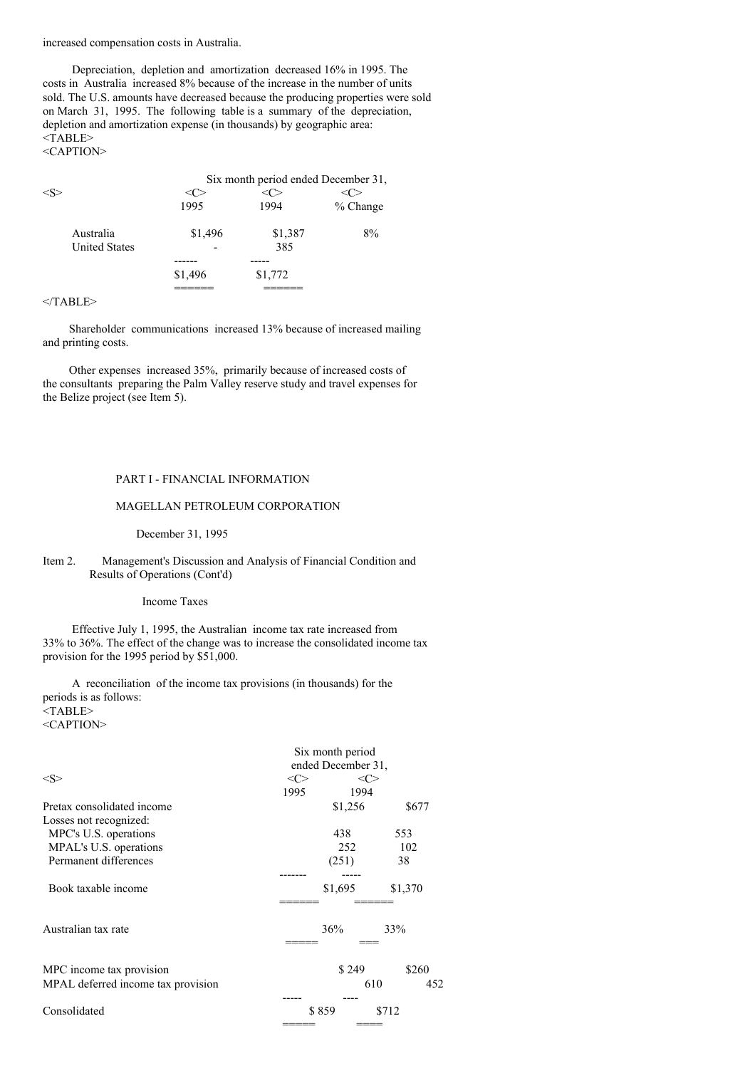increased compensation costs in Australia.

Depreciation, depletion and amortization decreased 16% in 1995. The costs in Australia increased 8% because of the increase in the number of units sold. The U.S. amounts have decreased because the producing properties were sold on March 31, 1995. The following table is a summary of the depreciation, depletion and amortization expense (in thousands) by geographic area:

| | Six month period ended December 31, | | |
|---|---|---|---|
| | 1995 | 1994 | % Change |
| Australia | $1,496 | $1,387 | 8% |
| United States | - | 385 | |
| | $1,496 | $1,772 | |

Shareholder communications increased 13% because of increased mailing and printing costs.

Other expenses increased 35%, primarily because of increased costs of the consultants preparing the Palm Valley reserve study and travel expenses for the Belize project (see Item 5).

PART I - FINANCIAL INFORMATION

MAGELLAN PETROLEUM CORPORATION

December 31, 1995

Item 2. Management's Discussion and Analysis of Financial Condition and Results of Operations (Cont'd)

Income Taxes

Effective July 1, 1995, the Australian income tax rate increased from 33% to 36%. The effect of the change was to increase the consolidated income tax provision for the 1995 period by $51,000.

A reconciliation of the income tax provisions (in thousands) for the periods is as follows:

| | Six month period ended December 31, | |
|---|---|---|
| | 1995 | 1994 |
| Pretax consolidated income | $1,256 | $677 |
| Losses not recognized: | | |
| MPC's U.S. operations | 438 | 553 |
| MPAL's U.S. operations | 252 | 102 |
| Permanent differences | (251) | 38 |
| Book taxable income | $1,695 | $1,370 |
| Australian tax rate | 36% | 33% |
| MPC income tax provision | $ 249 | $260 |
| MPAL deferred income tax provision | 610 | 452 |
| Consolidated | $ 859 | $712 |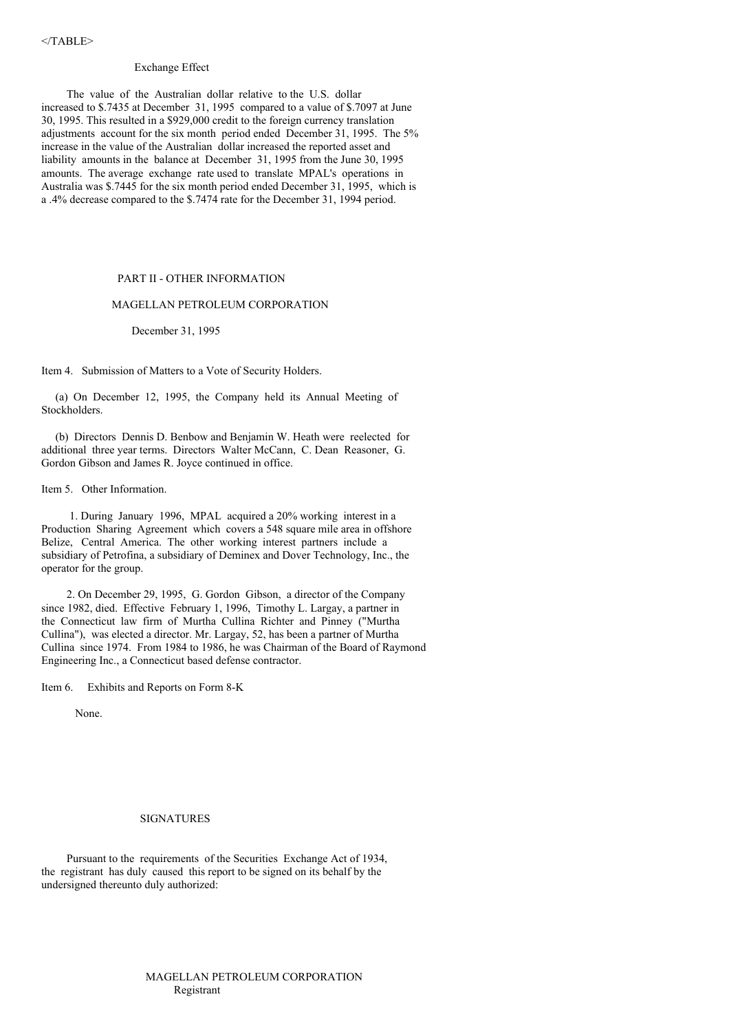</TABLE>

### Exchange Effect

The value of the Australian dollar relative to the U.S. dollar increased to $.7435 at December 31, 1995 compared to a value of $.7097 at June 30, 1995. This resulted in a $929,000 credit to the foreign currency translation adjustments account for the six month period ended December 31, 1995. The 5% increase in the value of the Australian dollar increased the reported asset and liability amounts in the balance at December 31, 1995 from the June 30, 1995 amounts. The average exchange rate used to translate MPAL's operations in Australia was $.7445 for the six month period ended December 31, 1995, which is a .4% decrease compared to the $.7474 rate for the December 31, 1994 period.

## PART II - OTHER INFORMATION

## MAGELLAN PETROLEUM CORPORATION

December 31, 1995

Item 4. Submission of Matters to a Vote of Security Holders.

(a) On December 12, 1995, the Company held its Annual Meeting of Stockholders.

(b) Directors Dennis D. Benbow and Benjamin W. Heath were reelected for additional three year terms. Directors Walter McCann, C. Dean Reasoner, G. Gordon Gibson and James R. Joyce continued in office.

Item 5. Other Information.

1. During January 1996, MPAL acquired a 20% working interest in a Production Sharing Agreement which covers a 548 square mile area in offshore Belize, Central America. The other working interest partners include a subsidiary of Petrofina, a subsidiary of Deminex and Dover Technology, Inc., the operator for the group.

2. On December 29, 1995, G. Gordon Gibson, a director of the Company since 1982, died. Effective February 1, 1996, Timothy L. Largay, a partner in the Connecticut law firm of Murtha Cullina Richter and Pinney ("Murtha Cullina"), was elected a director. Mr. Largay, 52, has been a partner of Murtha Cullina since 1974. From 1984 to 1986, he was Chairman of the Board of Raymond Engineering Inc., a Connecticut based defense contractor.

Item 6. Exhibits and Reports on Form 8-K

None.

## SIGNATURES

Pursuant to the requirements of the Securities Exchange Act of 1934, the registrant has duly caused this report to be signed on its behalf by the undersigned thereunto duly authorized:

MAGELLAN PETROLEUM CORPORATION
Registrant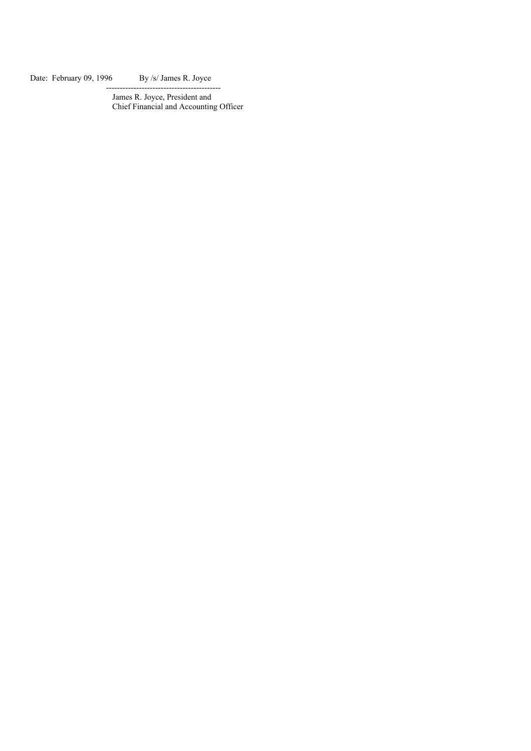Date: February 09, 1996 By /s/ James R. Joyce

-----------------------------------------

James R. Joyce, President and
Chief Financial and Accounting Officer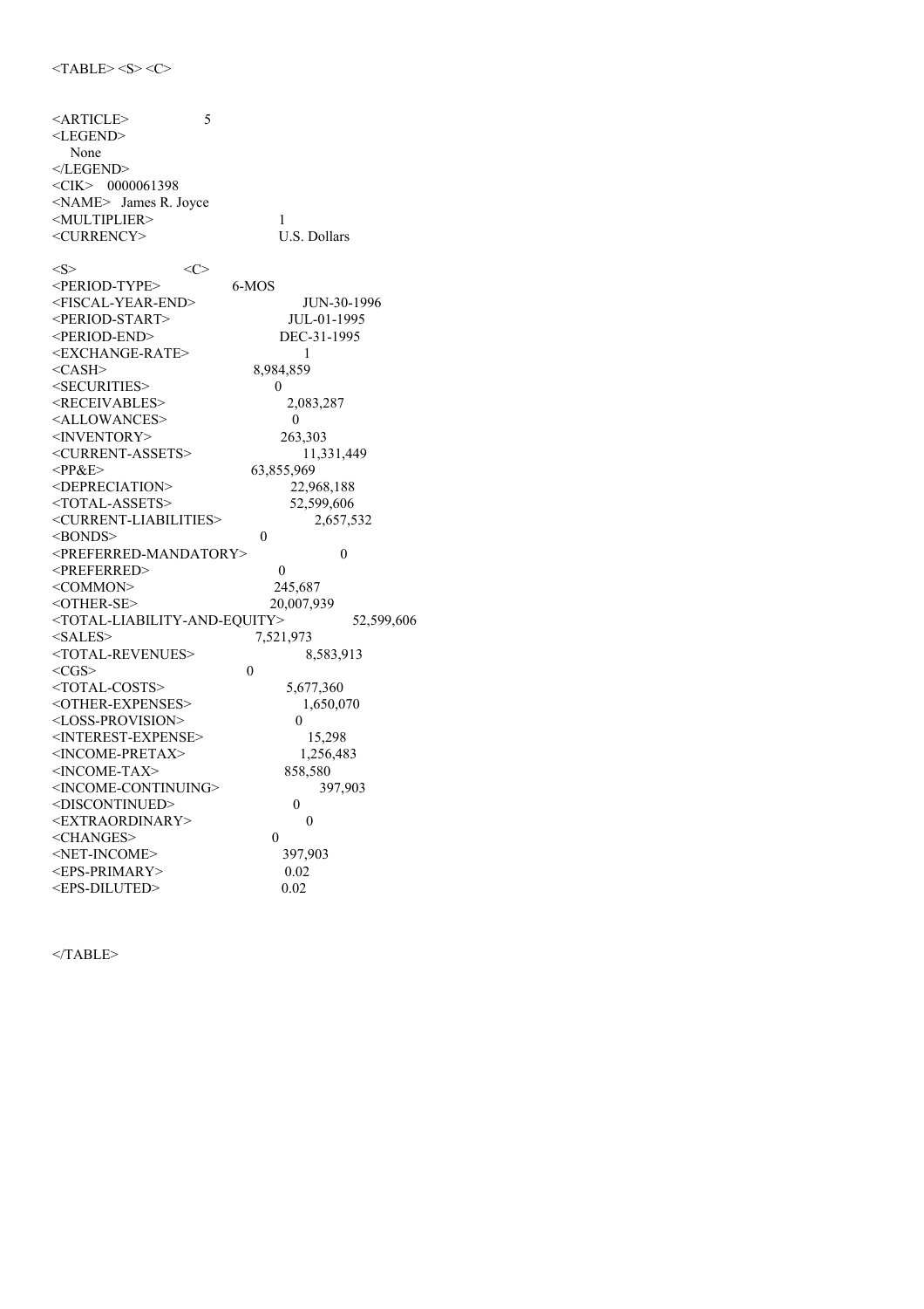```
<TABLE> <S> <C>


<ARTICLE>                   5
<LEGEND>
    None
</LEGEND>
<CIK>    0000061398
<NAME>   James R. Joyce
<MULTIPLIER>                               1
<CURRENCY>                                 U.S. Dollars

<S>                          <C>
<PERIOD-TYPE>                   6-MOS
<FISCAL-YEAR-END>                          JUN-30-1996
<PERIOD-START>                             JUL-01-1995
<PERIOD-END>                               DEC-31-1995
<EXCHANGE-RATE>                                 1
<CASH>                                8,984,859
<SECURITIES>                                0
<RECEIVABLES>                             2,083,287
<ALLOWANCES>                                0
<INVENTORY>                              263,303
<CURRENT-ASSETS>                         11,331,449
<PP&E>                                63,855,969
<DEPRECIATION>                           22,968,188
<TOTAL-ASSETS>                           52,599,606
<CURRENT-LIABILITIES>                     2,657,532
<BONDS>                                   0
<PREFERRED-MANDATORY>                          0
<PREFERRED>                                 0
<COMMON>                                 245,687
<OTHER-SE>                              20,007,939
<TOTAL-LIABILITY-AND-EQUITY>                52,599,606
<SALES>                               7,521,973
<TOTAL-REVENUES>                          8,583,913
<CGS>                                   0
<TOTAL-COSTS>                            5,677,360
<OTHER-EXPENSES>                         1,650,070
<LOSS-PROVISION>                            0
<INTEREST-EXPENSE>                         15,298
<INCOME-PRETAX>                          1,256,483
<INCOME-TAX>                             858,580
<INCOME-CONTINUING>                        397,903
<DISCONTINUED>                              0
<EXTRAORDINARY>                             0
<CHANGES>                                 0
<NET-INCOME>                             397,903
<EPS-PRIMARY>                             0.02
<EPS-DILUTED>                             0.02


</TABLE>
```